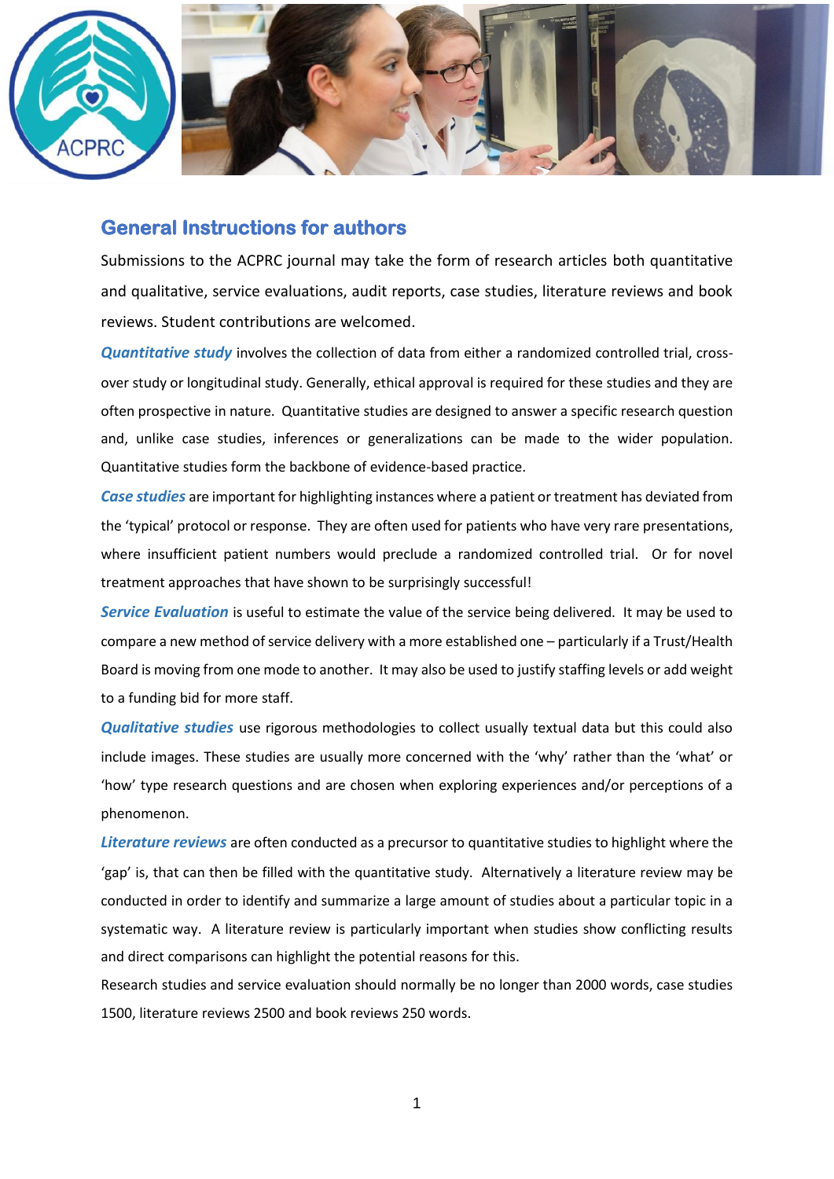## General Instructions for authors

Submissions to the ACPRC journal may take the form of research articles both quantitative and qualitative, service evaluations, audit reports, case studies, literature reviews and book reviews. Student contributions are welcomed.

***Quantitative study*** involves the collection of data from either a randomized controlled trial, cross-over study or longitudinal study. Generally, ethical approval is required for these studies and they are often prospective in nature. Quantitative studies are designed to answer a specific research question and, unlike case studies, inferences or generalizations can be made to the wider population. Quantitative studies form the backbone of evidence-based practice.

***Case studies*** are important for highlighting instances where a patient or treatment has deviated from the 'typical' protocol or response. They are often used for patients who have very rare presentations, where insufficient patient numbers would preclude a randomized controlled trial. Or for novel treatment approaches that have shown to be surprisingly successful!

***Service Evaluation*** is useful to estimate the value of the service being delivered. It may be used to compare a new method of service delivery with a more established one – particularly if a Trust/Health Board is moving from one mode to another. It may also be used to justify staffing levels or add weight to a funding bid for more staff.

***Qualitative studies*** use rigorous methodologies to collect usually textual data but this could also include images. These studies are usually more concerned with the 'why' rather than the 'what' or 'how' type research questions and are chosen when exploring experiences and/or perceptions of a phenomenon.

***Literature reviews*** are often conducted as a precursor to quantitative studies to highlight where the 'gap' is, that can then be filled with the quantitative study. Alternatively a literature review may be conducted in order to identify and summarize a large amount of studies about a particular topic in a systematic way. A literature review is particularly important when studies show conflicting results and direct comparisons can highlight the potential reasons for this.

Research studies and service evaluation should normally be no longer than 2000 words, case studies 1500, literature reviews 2500 and book reviews 250 words.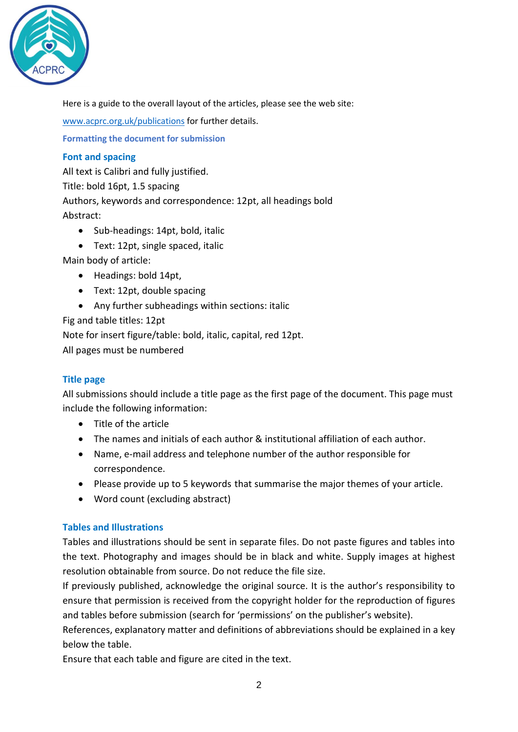Here is a guide to the overall layout of the articles, please see the web site:

[www.acprc.org.uk/publications](http://www.acprc.org.uk/publications) for further details.

## Formatting the document for submission

### Font and spacing

All text is Calibri and fully justified.

Title: bold 16pt, 1.5 spacing

Authors, keywords and correspondence: 12pt, all headings bold

Abstract:

- Sub-headings: 14pt, bold, italic
- Text: 12pt, single spaced, italic

Main body of article:

- Headings: bold 14pt,
- Text: 12pt, double spacing
- Any further subheadings within sections: italic

Fig and table titles: 12pt

Note for insert figure/table: bold, italic, capital, red 12pt.

All pages must be numbered

### Title page

All submissions should include a title page as the first page of the document. This page must include the following information:

- Title of the article
- The names and initials of each author & institutional affiliation of each author.
- Name, e-mail address and telephone number of the author responsible for correspondence.
- Please provide up to 5 keywords that summarise the major themes of your article.
- Word count (excluding abstract)

### Tables and Illustrations

Tables and illustrations should be sent in separate files. Do not paste figures and tables into the text. Photography and images should be in black and white. Supply images at highest resolution obtainable from source. Do not reduce the file size.

If previously published, acknowledge the original source. It is the author's responsibility to ensure that permission is received from the copyright holder for the reproduction of figures and tables before submission (search for 'permissions' on the publisher's website).

References, explanatory matter and definitions of abbreviations should be explained in a key below the table.

Ensure that each table and figure are cited in the text.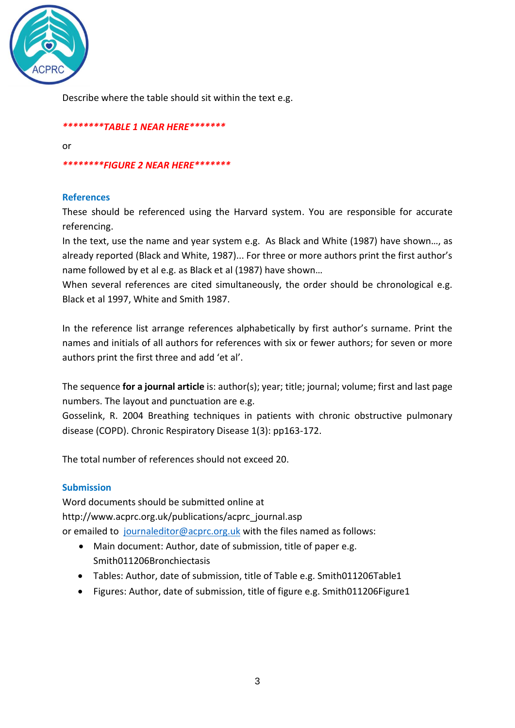Describe where the table should sit within the text e.g.

***********TABLE 1 NEAR HERE*********

or

***********FIGURE 2 NEAR HERE*********

## References

These should be referenced using the Harvard system. You are responsible for accurate referencing.

In the text, use the name and year system e.g. As Black and White (1987) have shown…, as already reported (Black and White, 1987)... For three or more authors print the first author's name followed by et al e.g. as Black et al (1987) have shown…

When several references are cited simultaneously, the order should be chronological e.g. Black et al 1997, White and Smith 1987.

In the reference list arrange references alphabetically by first author's surname. Print the names and initials of all authors for references with six or fewer authors; for seven or more authors print the first three and add 'et al'.

The sequence **for a journal article** is: author(s); year; title; journal; volume; first and last page numbers. The layout and punctuation are e.g.

Gosselink, R. 2004 Breathing techniques in patients with chronic obstructive pulmonary disease (COPD). Chronic Respiratory Disease 1(3): pp163-172.

The total number of references should not exceed 20.

## Submission

Word documents should be submitted online at
http://www.acprc.org.uk/publications/acprc_journal.asp
or emailed to journaleditor@acprc.org.uk with the files named as follows:

- Main document: Author, date of submission, title of paper e.g. Smith011206Bronchiectasis
- Tables: Author, date of submission, title of Table e.g. Smith011206Table1
- Figures: Author, date of submission, title of figure e.g. Smith011206Figure1